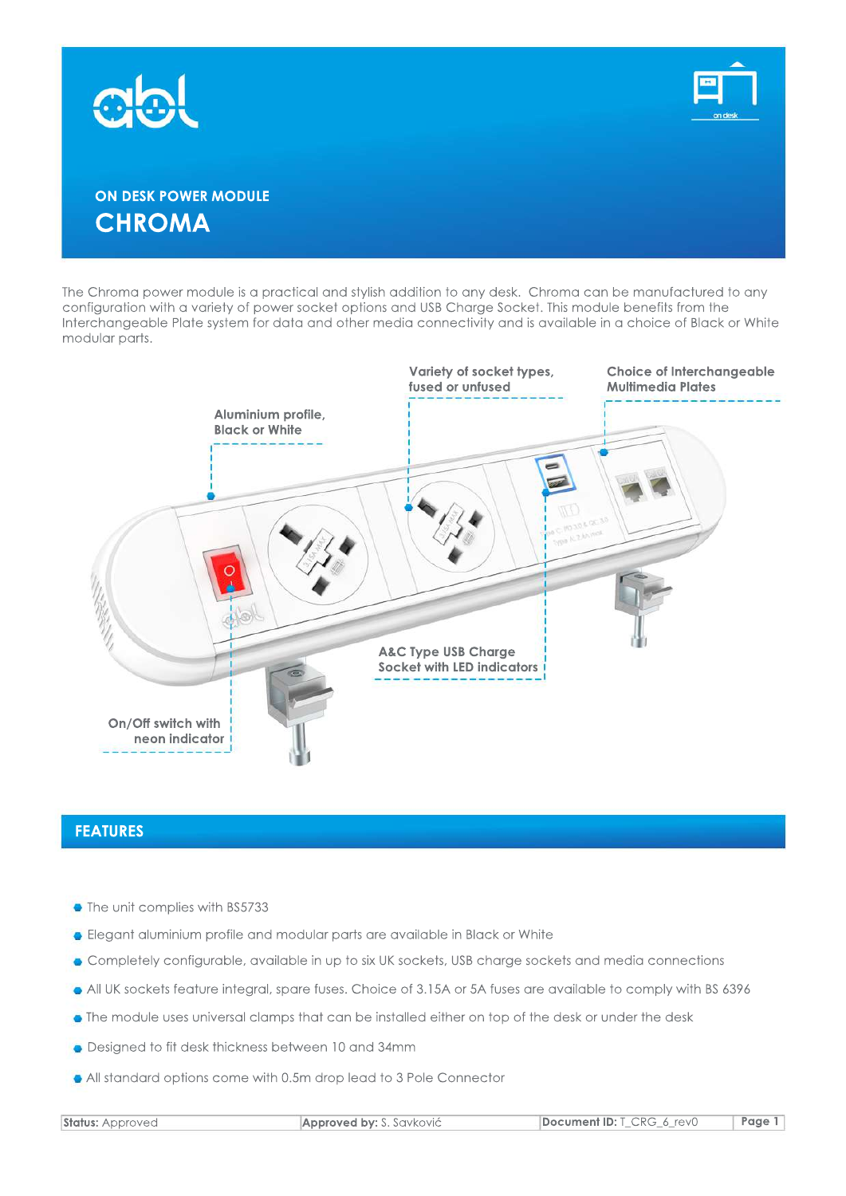## ON DESK POWER MODULE

# CHROMA

The Chroma power module is a practical and stylish addition to any desk. Chroma can be manufactured to any configuration with a variety of power socket options and USB Charge Socket. This module benefits from the Interchangeable Plate system for data and other media connectivity and is available in a choice of Black or White modular parts.

Aluminium profile, Black or White

Variety of socket types, fused or unfused

Choice of Interchangeable Multimedia Plates

A&C Type USB Charge Socket with LED indicators

On/Off switch with neon indicator

## FEATURES

- The unit complies with BS5733
- Elegant aluminium profile and modular parts are available in Black or White
- Completely configurable, available in up to six UK sockets, USB charge sockets and media connections
- All UK sockets feature integral, spare fuses. Choice of 3.15A or 5A fuses are available to comply with BS 6396
- The module uses universal clamps that can be installed either on top of the desk or under the desk
- Designed to fit desk thickness between 10 and 34mm
- All standard options come with 0.5m drop lead to 3 Pole Connector

| **Status:** Approved | **Approved by:** S. Savković | **Document ID:** T_CRG_6_rev0 |
| --- | --- | --- |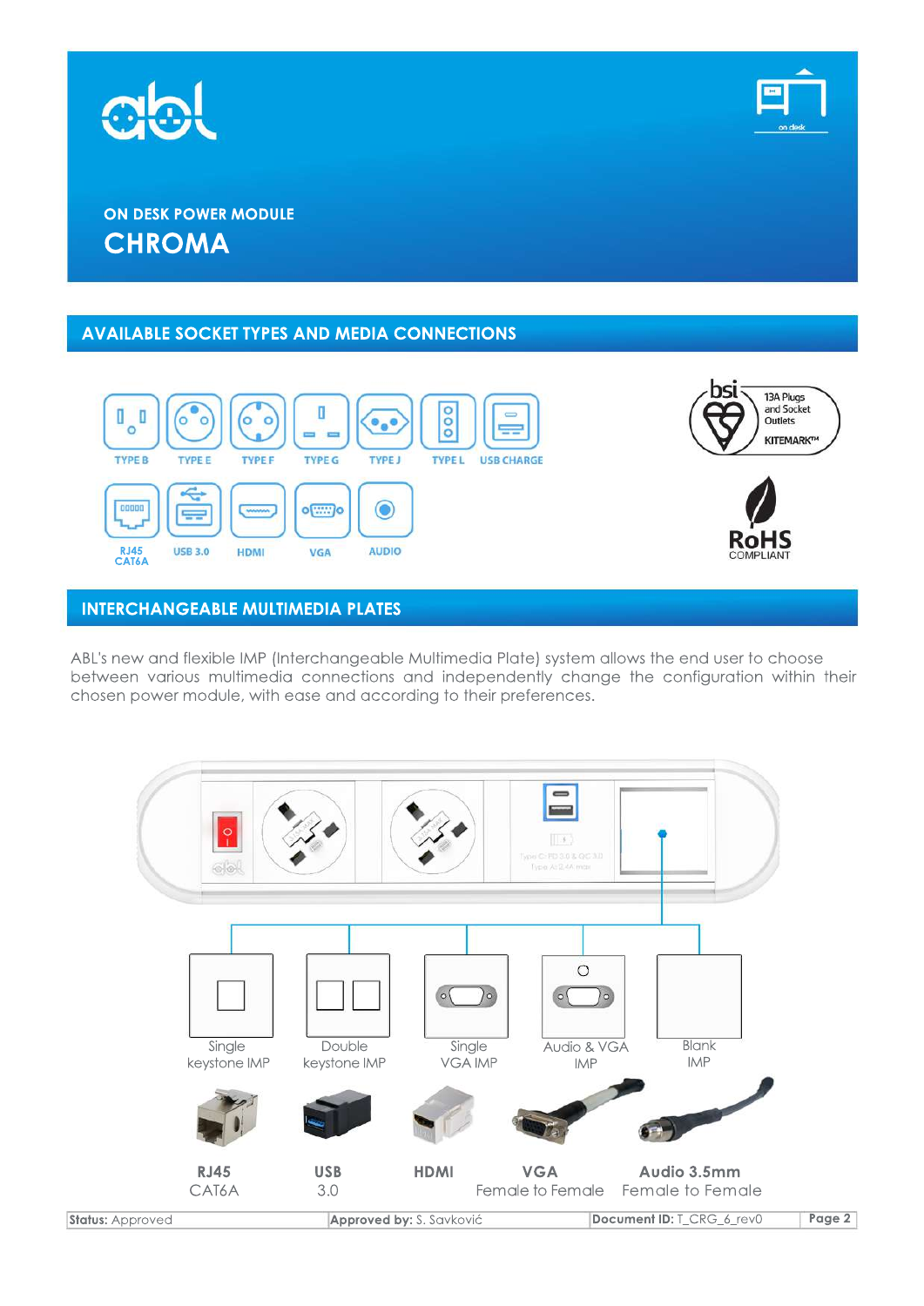ON DESK POWER MODULE

# CHROMA

## AVAILABLE SOCKET TYPES AND MEDIA CONNECTIONS

TYPE B, TYPE E, TYPE F, TYPE G, TYPE J, TYPE L, USB CHARGE

RJ45 CAT6A, USB 3.0, HDMI, VGA, AUDIO

13A Plugs and Socket Outlets KITEMARK™

RoHS COMPLIANT

## INTERCHANGEABLE MULTIMEDIA PLATES

ABL's new and flexible IMP (Interchangeable Multimedia Plate) system allows the end user to choose between various multimedia connections and independently change the configuration within their chosen power module, with ease and according to their preferences.

Single keystone IMP

Double keystone IMP

Single VGA IMP

Audio & VGA IMP

Blank IMP

**RJ45** CAT6A

**USB** 3.0

**HDMI**

**VGA** Female to Female

**Audio 3.5mm** Female to Female

| **Status:** Approved | **Approved by:** S. Savković | **Document ID:** T_CRG_6_rev0 |
| --- | --- | --- |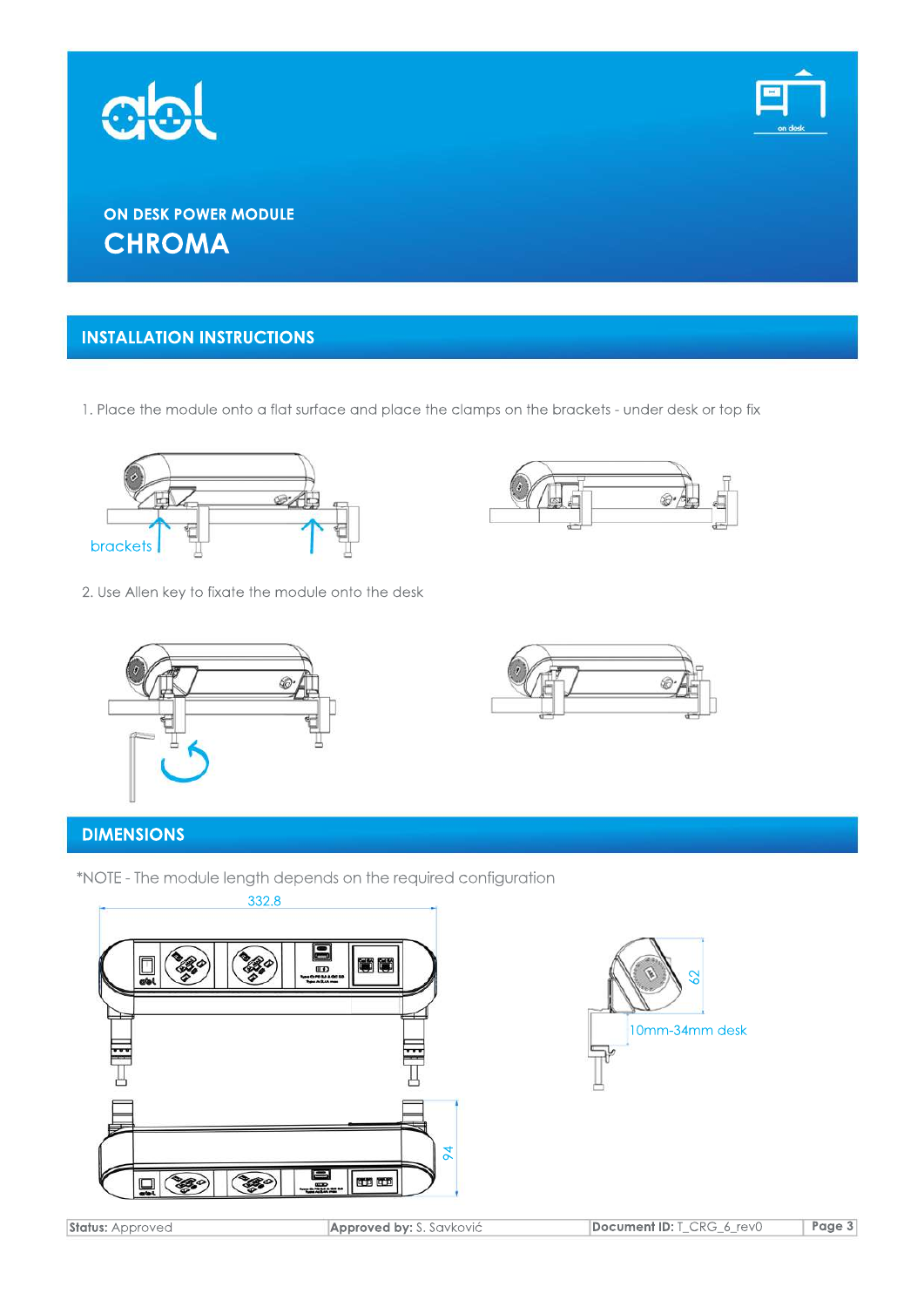## ON DESK POWER MODULE

# CHROMA

## INSTALLATION INSTRUCTIONS

1. Place the module onto a flat surface and place the clamps on the brackets - under desk or top fix

brackets

2. Use Allen key to fixate the module onto the desk

## DIMENSIONS

*NOTE - The module length depends on the required configuration

332.8

62

10mm-34mm desk

94

| | | | |
|---|---|---|---|
| **Status:** Approved | **Approved by:** S. Savković | **Document ID:** T_CRG_6_rev0 | **Page 3** |